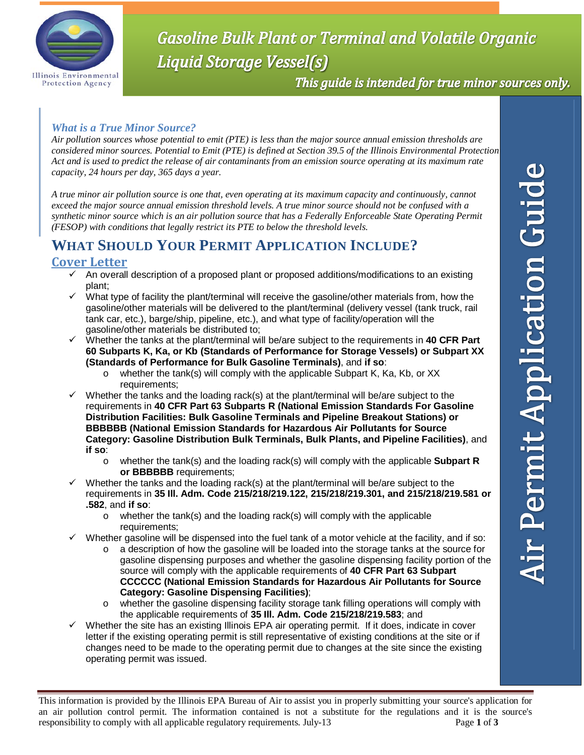# Gasoline Bulk Plant or Terminal and Volatile Organic Liquid Storage Vessel(s)

*This guide is intended for true minor sources only.*

Air Permit Application Guide

### *What is a True Minor Source?*

*Air pollution sources whose potential to emit (PTE) is less than the major source annual emission thresholds are considered minor sources. Potential to Emit (PTE) is defined at Section 39.5 of the Illinois Environmental Protection Act and is used to predict the release of air contaminants from an emission source operating at its maximum rate capacity, 24 hours per day, 365 days a year.*

*A true minor air pollution source is one that, even operating at its maximum capacity and continuously, cannot exceed the major source annual emission threshold levels. A true minor source should not be confused with a synthetic minor source which is an air pollution source that has a Federally Enforceable State Operating Permit (FESOP) with conditions that legally restrict its PTE to below the threshold levels.*

## WHAT SHOULD YOUR PERMIT APPLICATION INCLUDE?

### Cover Letter

- ✓ An overall description of a proposed plant or proposed additions/modifications to an existing plant;
- ✓ What type of facility the plant/terminal will receive the gasoline/other materials from, how the gasoline/other materials will be delivered to the plant/terminal (delivery vessel (tank truck, rail tank car, etc.), barge/ship, pipeline, etc.), and what type of facility/operation will the gasoline/other materials be distributed to;
- ✓ Whether the tanks at the plant/terminal will be/are subject to the requirements in **40 CFR Part 60 Subparts K, Ka, or Kb (Standards of Performance for Storage Vessels) or Subpart XX (Standards of Performance for Bulk Gasoline Terminals)**, and **if so**:
  - o whether the tank(s) will comply with the applicable Subpart K, Ka, Kb, or XX requirements;
- ✓ Whether the tanks and the loading rack(s) at the plant/terminal will be/are subject to the requirements in **40 CFR Part 63 Subparts R (National Emission Standards For Gasoline Distribution Facilities: Bulk Gasoline Terminals and Pipeline Breakout Stations) or BBBBBB (National Emission Standards for Hazardous Air Pollutants for Source Category: Gasoline Distribution Bulk Terminals, Bulk Plants, and Pipeline Facilities)**, and **if so**:
  - o whether the tank(s) and the loading rack(s) will comply with the applicable **Subpart R or BBBBBB** requirements;
- ✓ Whether the tanks and the loading rack(s) at the plant/terminal will be/are subject to the requirements in **35 Ill. Adm. Code 215/218/219.122, 215/218/219.301, and 215/218/219.581 or .582**, and **if so**:
  - o whether the tank(s) and the loading rack(s) will comply with the applicable requirements;
- ✓ Whether gasoline will be dispensed into the fuel tank of a motor vehicle at the facility, and if so:
  - o a description of how the gasoline will be loaded into the storage tanks at the source for gasoline dispensing purposes and whether the gasoline dispensing facility portion of the source will comply with the applicable requirements of **40 CFR Part 63 Subpart CCCCCC (National Emission Standards for Hazardous Air Pollutants for Source Category: Gasoline Dispensing Facilities)**;
  - o whether the gasoline dispensing facility storage tank filling operations will comply with the applicable requirements of **35 Ill. Adm. Code 215/218/219.583**; and
- ✓ Whether the site has an existing Illinois EPA air operating permit. If it does, indicate in cover letter if the existing operating permit is still representative of existing conditions at the site or if changes need to be made to the operating permit due to changes at the site since the existing operating permit was issued.

This information is provided by the Illinois EPA Bureau of Air to assist you in properly submitting your source's application for an air pollution control permit. The information contained is not a substitute for the regulations and it is the source's responsibility to comply with all applicable regulatory requirements. July-13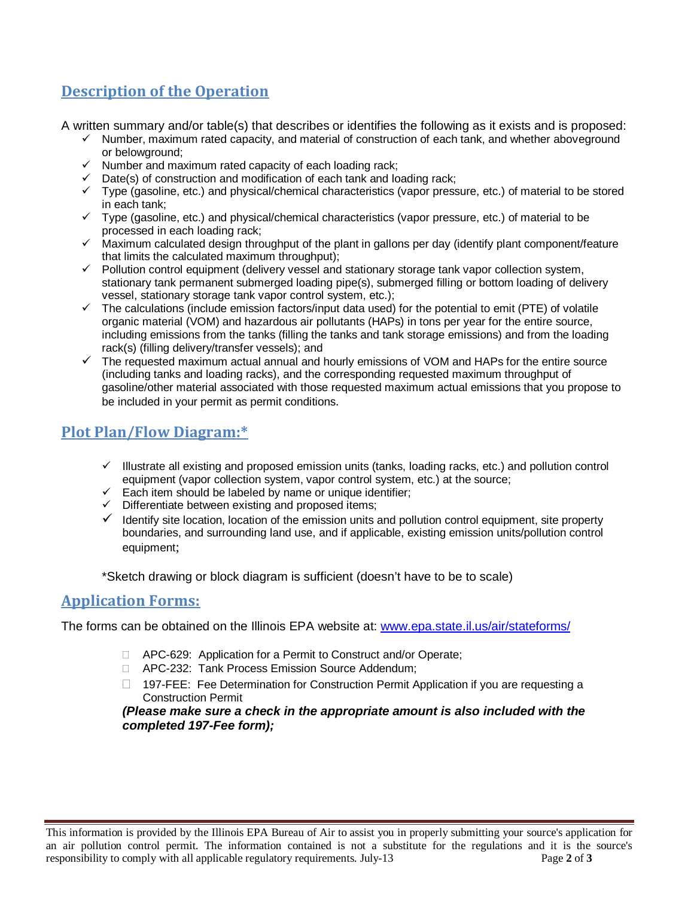## Description of the Operation

A written summary and/or table(s) that describes or identifies the following as it exists and is proposed:

- ✓ Number, maximum rated capacity, and material of construction of each tank, and whether aboveground or belowground;
- ✓ Number and maximum rated capacity of each loading rack;
- ✓ Date(s) of construction and modification of each tank and loading rack;
- ✓ Type (gasoline, etc.) and physical/chemical characteristics (vapor pressure, etc.) of material to be stored in each tank;
- ✓ Type (gasoline, etc.) and physical/chemical characteristics (vapor pressure, etc.) of material to be processed in each loading rack;
- ✓ Maximum calculated design throughput of the plant in gallons per day (identify plant component/feature that limits the calculated maximum throughput);
- ✓ Pollution control equipment (delivery vessel and stationary storage tank vapor collection system, stationary tank permanent submerged loading pipe(s), submerged filling or bottom loading of delivery vessel, stationary storage tank vapor control system, etc.);
- ✓ The calculations (include emission factors/input data used) for the potential to emit (PTE) of volatile organic material (VOM) and hazardous air pollutants (HAPs) in tons per year for the entire source, including emissions from the tanks (filling the tanks and tank storage emissions) and from the loading rack(s) (filling delivery/transfer vessels); and
- ✓ The requested maximum actual annual and hourly emissions of VOM and HAPs for the entire source (including tanks and loading racks), and the corresponding requested maximum throughput of gasoline/other material associated with those requested maximum actual emissions that you propose to be included in your permit as permit conditions.

## Plot Plan/Flow Diagram:*

- ✓ Illustrate all existing and proposed emission units (tanks, loading racks, etc.) and pollution control equipment (vapor collection system, vapor control system, etc.) at the source;
- ✓ Each item should be labeled by name or unique identifier;
- ✓ Differentiate between existing and proposed items;
- ✓ Identify site location, location of the emission units and pollution control equipment, site property boundaries, and surrounding land use, and if applicable, existing emission units/pollution control equipment;

*Sketch drawing or block diagram is sufficient (doesn't have to be to scale)

## Application Forms:

The forms can be obtained on the Illinois EPA website at: [www.epa.state.il.us/air/stateforms/](http://www.epa.state.il.us/air/stateforms/)

- ☐ APC-629: Application for a Permit to Construct and/or Operate;
- ☐ APC-232: Tank Process Emission Source Addendum;
- ☐ 197-FEE: Fee Determination for Construction Permit Application if you are requesting a Construction Permit

***(Please make sure a check in the appropriate amount is also included with the completed 197-Fee form);***

This information is provided by the Illinois EPA Bureau of Air to assist you in properly submitting your source's application for an air pollution control permit. The information contained is not a substitute for the regulations and it is the source's responsibility to comply with all applicable regulatory requirements. July-13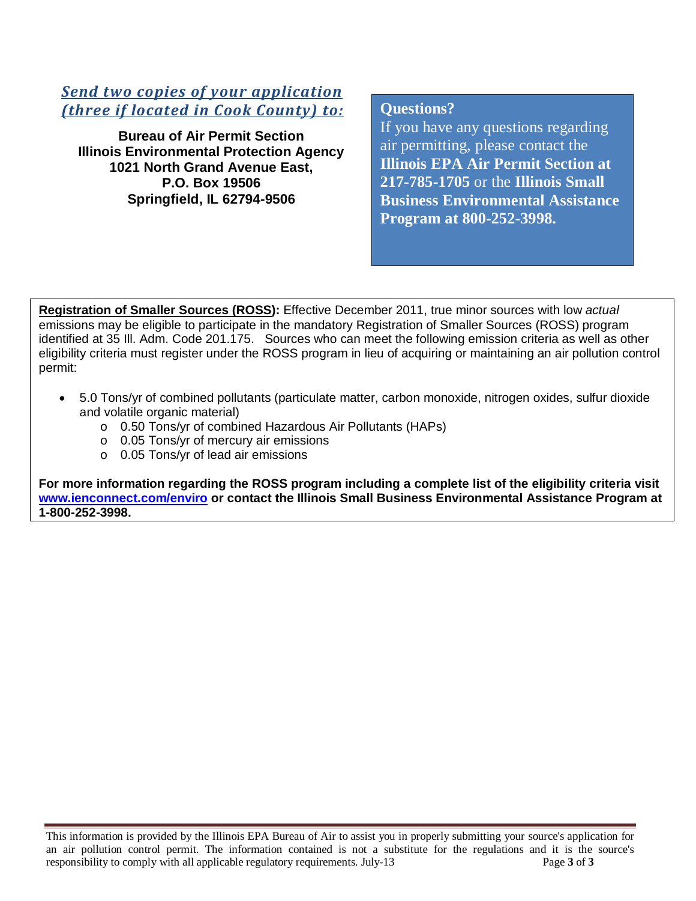***Send two copies of your application (three if located in Cook County) to:***

**Bureau of Air Permit Section**
**Illinois Environmental Protection Agency**
**1021 North Grand Avenue East,**
**P.O. Box 19506**
**Springfield, IL 62794-9506**

**Questions?**

If you have any questions regarding air permitting, please contact the **Illinois EPA Air Permit Section at 217-785-1705** or the **Illinois Small Business Environmental Assistance Program at 800-252-3998.**

**Registration of Smaller Sources (ROSS):** Effective December 2011, true minor sources with low *actual* emissions may be eligible to participate in the mandatory Registration of Smaller Sources (ROSS) program identified at 35 Ill. Adm. Code 201.175. Sources who can meet the following emission criteria as well as other eligibility criteria must register under the ROSS program in lieu of acquiring or maintaining an air pollution control permit:

- 5.0 Tons/yr of combined pollutants (particulate matter, carbon monoxide, nitrogen oxides, sulfur dioxide and volatile organic material)
  - 0.50 Tons/yr of combined Hazardous Air Pollutants (HAPs)
  - 0.05 Tons/yr of mercury air emissions
  - 0.05 Tons/yr of lead air emissions

**For more information regarding the ROSS program including a complete list of the eligibility criteria visit [www.ienconnect.com/enviro](http://www.ienconnect.com/enviro) or contact the Illinois Small Business Environmental Assistance Program at 1-800-252-3998.**

This information is provided by the Illinois EPA Bureau of Air to assist you in properly submitting your source's application for an air pollution control permit. The information contained is not a substitute for the regulations and it is the source's responsibility to comply with all applicable regulatory requirements. July-13